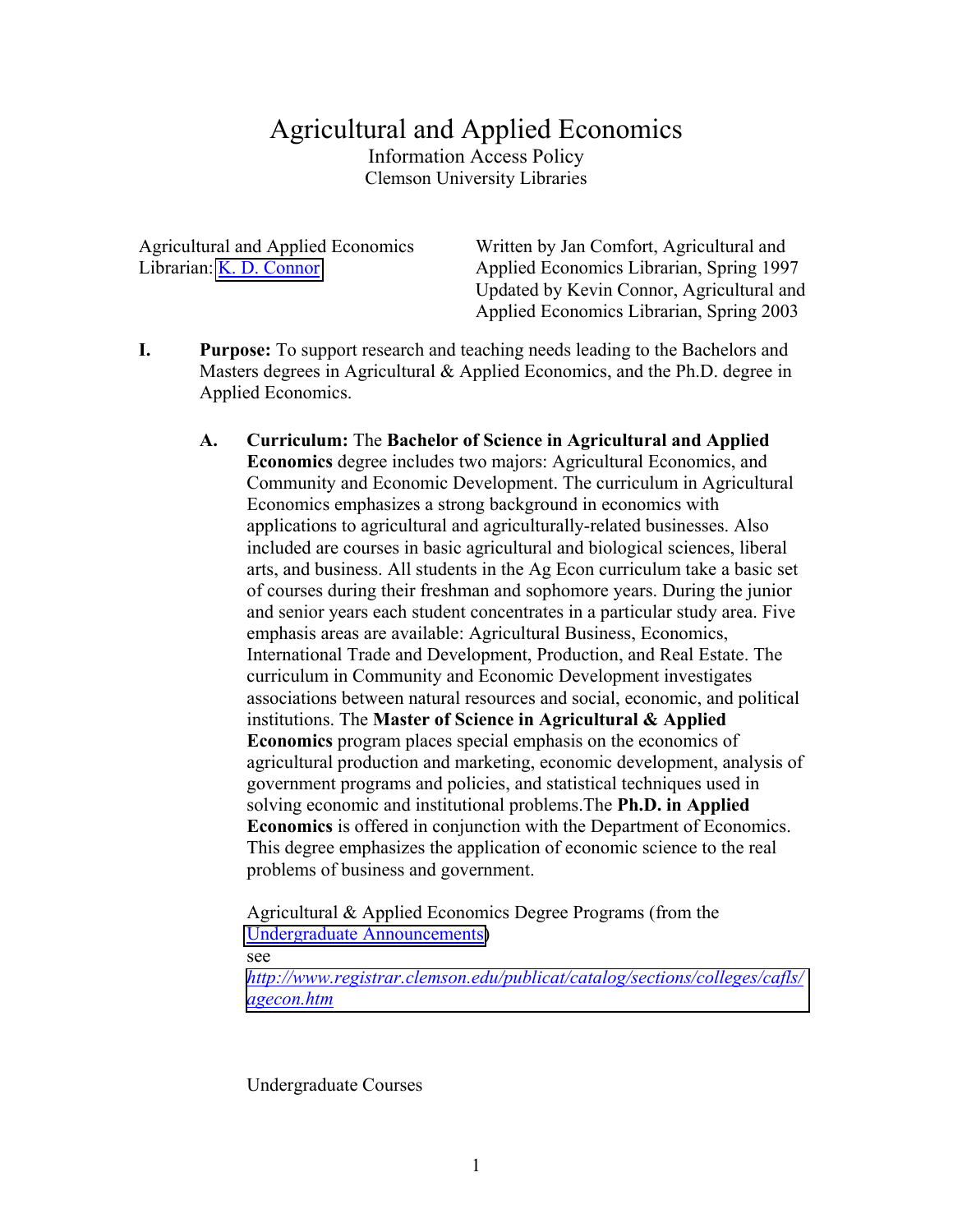# Agricultural and Applied Economics

Information Access Policy
Clemson University Libraries

Agricultural and Applied Economics Librarian: [K. D. Connor]

Written by Jan Comfort, Agricultural and Applied Economics Librarian, Spring 1997
Updated by Kevin Connor, Agricultural and Applied Economics Librarian, Spring 2003

**I. Purpose:** To support research and teaching needs leading to the Bachelors and Masters degrees in Agricultural & Applied Economics, and the Ph.D. degree in Applied Economics.

**A. Curriculum:** The **Bachelor of Science in Agricultural and Applied Economics** degree includes two majors: Agricultural Economics, and Community and Economic Development. The curriculum in Agricultural Economics emphasizes a strong background in economics with applications to agricultural and agriculturally-related businesses. Also included are courses in basic agricultural and biological sciences, liberal arts, and business. All students in the Ag Econ curriculum take a basic set of courses during their freshman and sophomore years. During the junior and senior years each student concentrates in a particular study area. Five emphasis areas are available: Agricultural Business, Economics, International Trade and Development, Production, and Real Estate. The curriculum in Community and Economic Development investigates associations between natural resources and social, economic, and political institutions. The **Master of Science in Agricultural & Applied Economics** program places special emphasis on the economics of agricultural production and marketing, economic development, analysis of government programs and policies, and statistical techniques used in solving economic and institutional problems.The **Ph.D. in Applied Economics** is offered in conjunction with the Department of Economics. This degree emphasizes the application of economic science to the real problems of business and government.

Agricultural & Applied Economics Degree Programs (from the [Undergraduate Announcements])
see
*http://www.registrar.clemson.edu/publicat/catalog/sections/colleges/cafls/agecon.htm*

Undergraduate Courses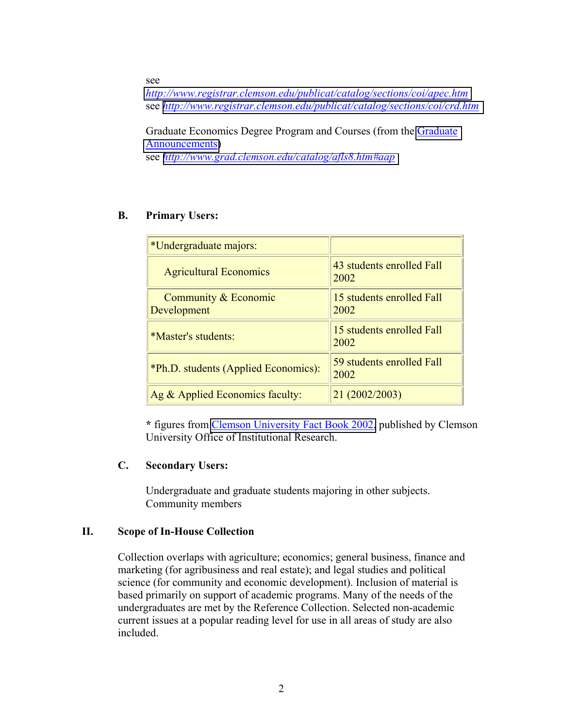see
[http://www.registrar.clemson.edu/publicat/catalog/sections/coi/apec.htm](http://www.registrar.clemson.edu/publicat/catalog/sections/coi/apec.htm)
see [http://www.registrar.clemson.edu/publicat/catalog/sections/coi/crd.htm](http://www.registrar.clemson.edu/publicat/catalog/sections/coi/crd.htm)

Graduate Economics Degree Program and Courses (from the Graduate Announcements)
see [http://www.grad.clemson.edu/catalog/afls8.htm#aap](http://www.grad.clemson.edu/catalog/afls8.htm#aap)

### B. Primary Users:

| *Undergraduate majors: | |
|---|---|
| Agricultural Economics | 43 students enrolled Fall 2002 |
| Community & Economic Development | 15 students enrolled Fall 2002 |
| *Master's students: | 15 students enrolled Fall 2002 |
| *Ph.D. students (Applied Economics): | 59 students enrolled Fall 2002 |
| Ag & Applied Economics faculty: | 21 (2002/2003) |

* figures from Clemson University Fact Book 2002, published by Clemson University Office of Institutional Research.

### C. Secondary Users:

Undergraduate and graduate students majoring in other subjects.
Community members

## II. Scope of In-House Collection

Collection overlaps with agriculture; economics; general business, finance and marketing (for agribusiness and real estate); and legal studies and political science (for community and economic development). Inclusion of material is based primarily on support of academic programs. Many of the needs of the undergraduates are met by the Reference Collection. Selected non-academic current issues at a popular reading level for use in all areas of study are also included.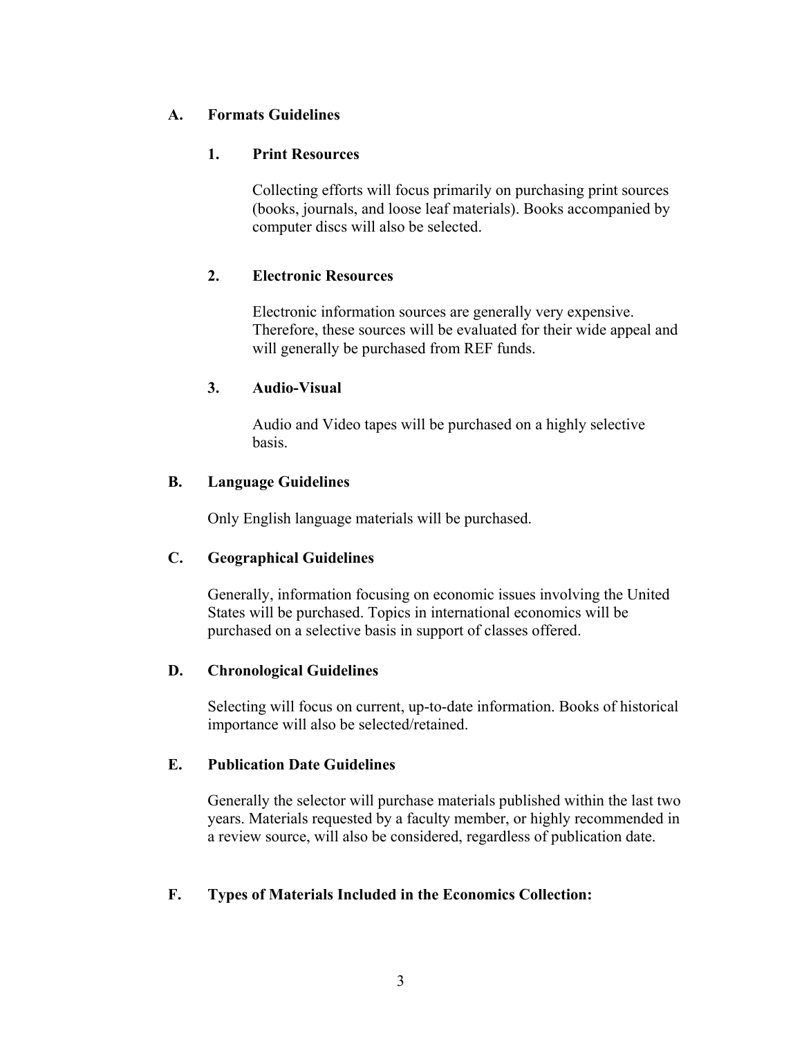## A. Formats Guidelines

### 1. Print Resources

Collecting efforts will focus primarily on purchasing print sources (books, journals, and loose leaf materials). Books accompanied by computer discs will also be selected.

### 2. Electronic Resources

Electronic information sources are generally very expensive. Therefore, these sources will be evaluated for their wide appeal and will generally be purchased from REF funds.

### 3. Audio-Visual

Audio and Video tapes will be purchased on a highly selective basis.

## B. Language Guidelines

Only English language materials will be purchased.

## C. Geographical Guidelines

Generally, information focusing on economic issues involving the United States will be purchased. Topics in international economics will be purchased on a selective basis in support of classes offered.

## D. Chronological Guidelines

Selecting will focus on current, up-to-date information. Books of historical importance will also be selected/retained.

## E. Publication Date Guidelines

Generally the selector will purchase materials published within the last two years. Materials requested by a faculty member, or highly recommended in a review source, will also be considered, regardless of publication date.

## F. Types of Materials Included in the Economics Collection: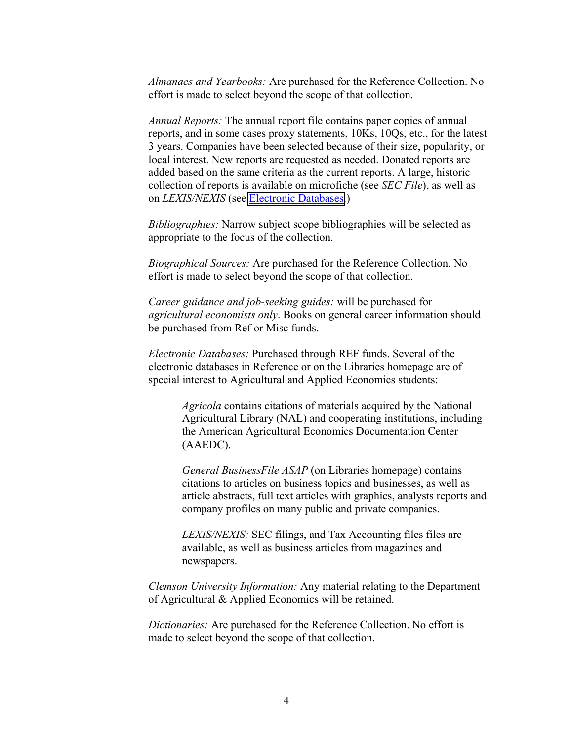*Almanacs and Yearbooks:* Are purchased for the Reference Collection. No effort is made to select beyond the scope of that collection.

*Annual Reports:* The annual report file contains paper copies of annual reports, and in some cases proxy statements, 10Ks, 10Qs, etc., for the latest 3 years. Companies have been selected because of their size, popularity, or local interest. New reports are requested as needed. Donated reports are added based on the same criteria as the current reports. A large, historic collection of reports is available on microfiche (see *SEC File*), as well as on *LEXIS/NEXIS* (see Electronic Databases)

*Bibliographies:* Narrow subject scope bibliographies will be selected as appropriate to the focus of the collection.

*Biographical Sources:* Are purchased for the Reference Collection. No effort is made to select beyond the scope of that collection.

*Career guidance and job-seeking guides:* will be purchased for *agricultural economists only*. Books on general career information should be purchased from Ref or Misc funds.

*Electronic Databases:* Purchased through REF funds. Several of the electronic databases in Reference or on the Libraries homepage are of special interest to Agricultural and Applied Economics students:

> *Agricola* contains citations of materials acquired by the National Agricultural Library (NAL) and cooperating institutions, including the American Agricultural Economics Documentation Center (AAEDC).
>
> *General BusinessFile ASAP* (on Libraries homepage) contains citations to articles on business topics and businesses, as well as article abstracts, full text articles with graphics, analysts reports and company profiles on many public and private companies.
>
> *LEXIS/NEXIS:* SEC filings, and Tax Accounting files files are available, as well as business articles from magazines and newspapers.

*Clemson University Information:* Any material relating to the Department of Agricultural & Applied Economics will be retained.

*Dictionaries:* Are purchased for the Reference Collection. No effort is made to select beyond the scope of that collection.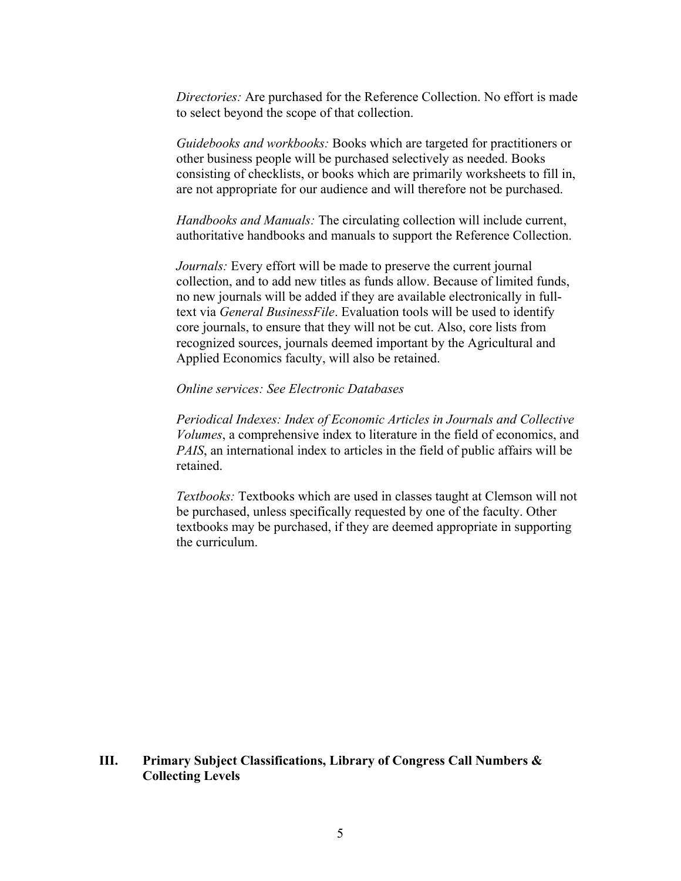*Directories:* Are purchased for the Reference Collection. No effort is made to select beyond the scope of that collection.

*Guidebooks and workbooks:* Books which are targeted for practitioners or other business people will be purchased selectively as needed. Books consisting of checklists, or books which are primarily worksheets to fill in, are not appropriate for our audience and will therefore not be purchased.

*Handbooks and Manuals:* The circulating collection will include current, authoritative handbooks and manuals to support the Reference Collection.

*Journals:* Every effort will be made to preserve the current journal collection, and to add new titles as funds allow. Because of limited funds, no new journals will be added if they are available electronically in full-text via *General BusinessFile*. Evaluation tools will be used to identify core journals, to ensure that they will not be cut. Also, core lists from recognized sources, journals deemed important by the Agricultural and Applied Economics faculty, will also be retained.

*Online services: See Electronic Databases*

*Periodical Indexes: Index of Economic Articles in Journals and Collective Volumes*, a comprehensive index to literature in the field of economics, and *PAIS*, an international index to articles in the field of public affairs will be retained.

*Textbooks:* Textbooks which are used in classes taught at Clemson will not be purchased, unless specifically requested by one of the faculty. Other textbooks may be purchased, if they are deemed appropriate in supporting the curriculum.

## III. Primary Subject Classifications, Library of Congress Call Numbers & Collecting Levels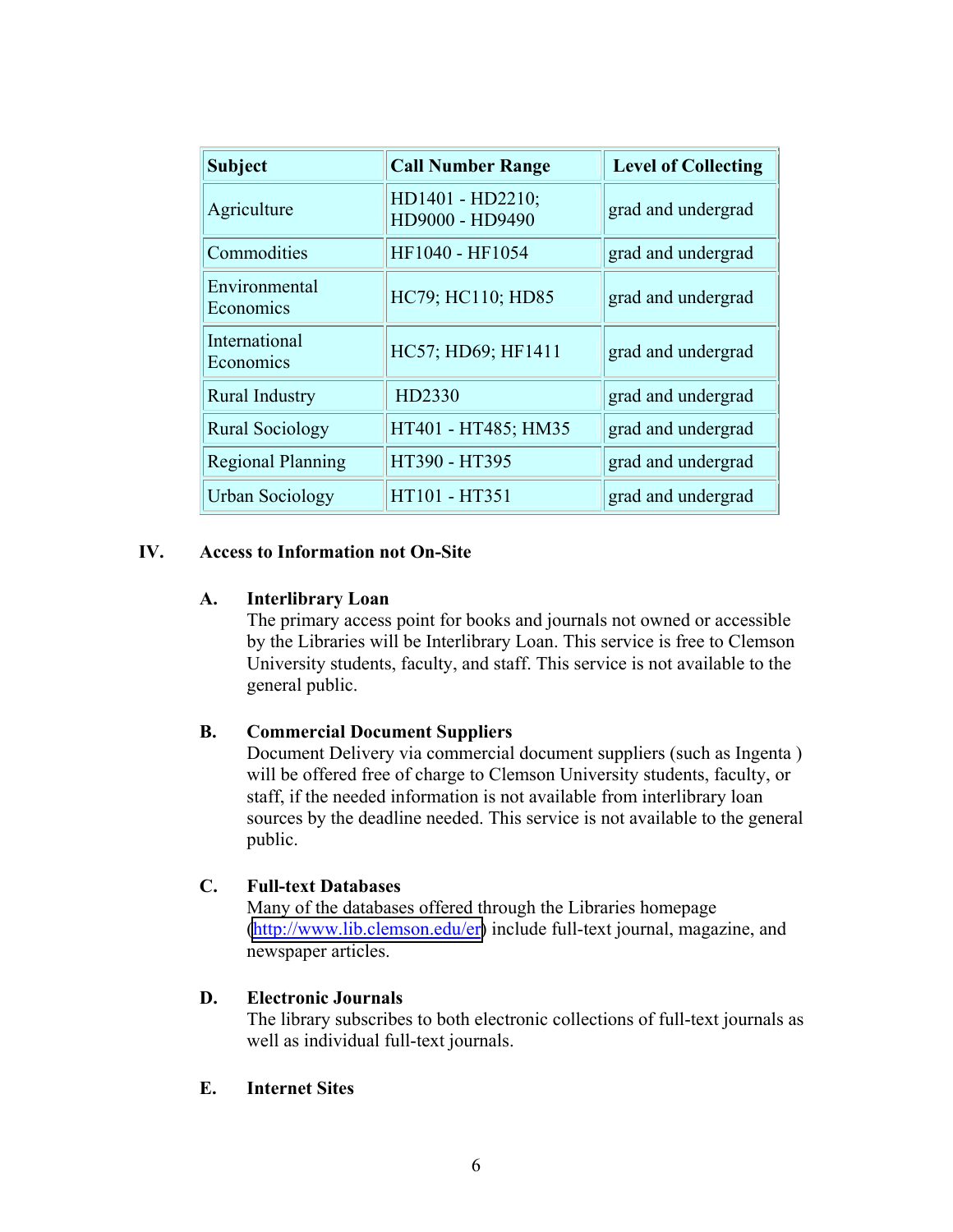| Subject | Call Number Range | Level of Collecting |
|---|---|---|
| Agriculture | HD1401 - HD2210; HD9000 - HD9490 | grad and undergrad |
| Commodities | HF1040 - HF1054 | grad and undergrad |
| Environmental Economics | HC79; HC110; HD85 | grad and undergrad |
| International Economics | HC57; HD69; HF1411 | grad and undergrad |
| Rural Industry | HD2330 | grad and undergrad |
| Rural Sociology | HT401 - HT485; HM35 | grad and undergrad |
| Regional Planning | HT390 - HT395 | grad and undergrad |
| Urban Sociology | HT101 - HT351 | grad and undergrad |

## IV. Access to Information not On-Site

### A. Interlibrary Loan

The primary access point for books and journals not owned or accessible by the Libraries will be Interlibrary Loan. This service is free to Clemson University students, faculty, and staff. This service is not available to the general public.

### B. Commercial Document Suppliers

Document Delivery via commercial document suppliers (such as Ingenta ) will be offered free of charge to Clemson University students, faculty, or staff, if the needed information is not available from interlibrary loan sources by the deadline needed. This service is not available to the general public.

### C. Full-text Databases

Many of the databases offered through the Libraries homepage (http://www.lib.clemson.edu/er) include full-text journal, magazine, and newspaper articles.

### D. Electronic Journals

The library subscribes to both electronic collections of full-text journals as well as individual full-text journals.

### E. Internet Sites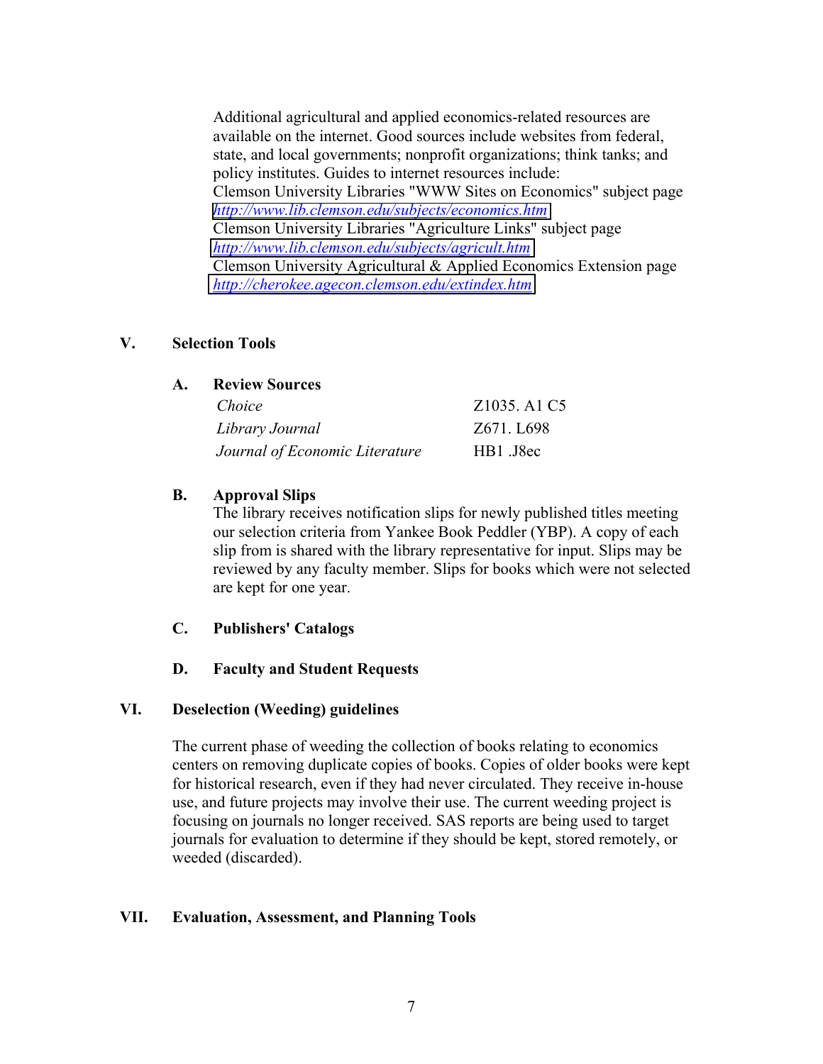Additional agricultural and applied economics-related resources are available on the internet. Good sources include websites from federal, state, and local governments; nonprofit organizations; think tanks; and policy institutes. Guides to internet resources include:

Clemson University Libraries "WWW Sites on Economics" subject page
http://www.lib.clemson.edu/subjects/economics.htm

Clemson University Libraries "Agriculture Links" subject page
http://www.lib.clemson.edu/subjects/agricult.htm

Clemson University Agricultural & Applied Economics Extension page
http://cherokee.agecon.clemson.edu/extindex.htm

## V. Selection Tools

### A. Review Sources

| | |
|---|---|
| *Choice* | Z1035. A1 C5 |
| *Library Journal* | Z671. L698 |
| *Journal of Economic Literature* | HB1 .J8ec |

### B. Approval Slips

The library receives notification slips for newly published titles meeting our selection criteria from Yankee Book Peddler (YBP). A copy of each slip from is shared with the library representative for input. Slips may be reviewed by any faculty member. Slips for books which were not selected are kept for one year.

### C. Publishers' Catalogs

### D. Faculty and Student Requests

## VI. Deselection (Weeding) guidelines

The current phase of weeding the collection of books relating to economics centers on removing duplicate copies of books. Copies of older books were kept for historical research, even if they had never circulated. They receive in-house use, and future projects may involve their use. The current weeding project is focusing on journals no longer received. SAS reports are being used to target journals for evaluation to determine if they should be kept, stored remotely, or weeded (discarded).

## VII. Evaluation, Assessment, and Planning Tools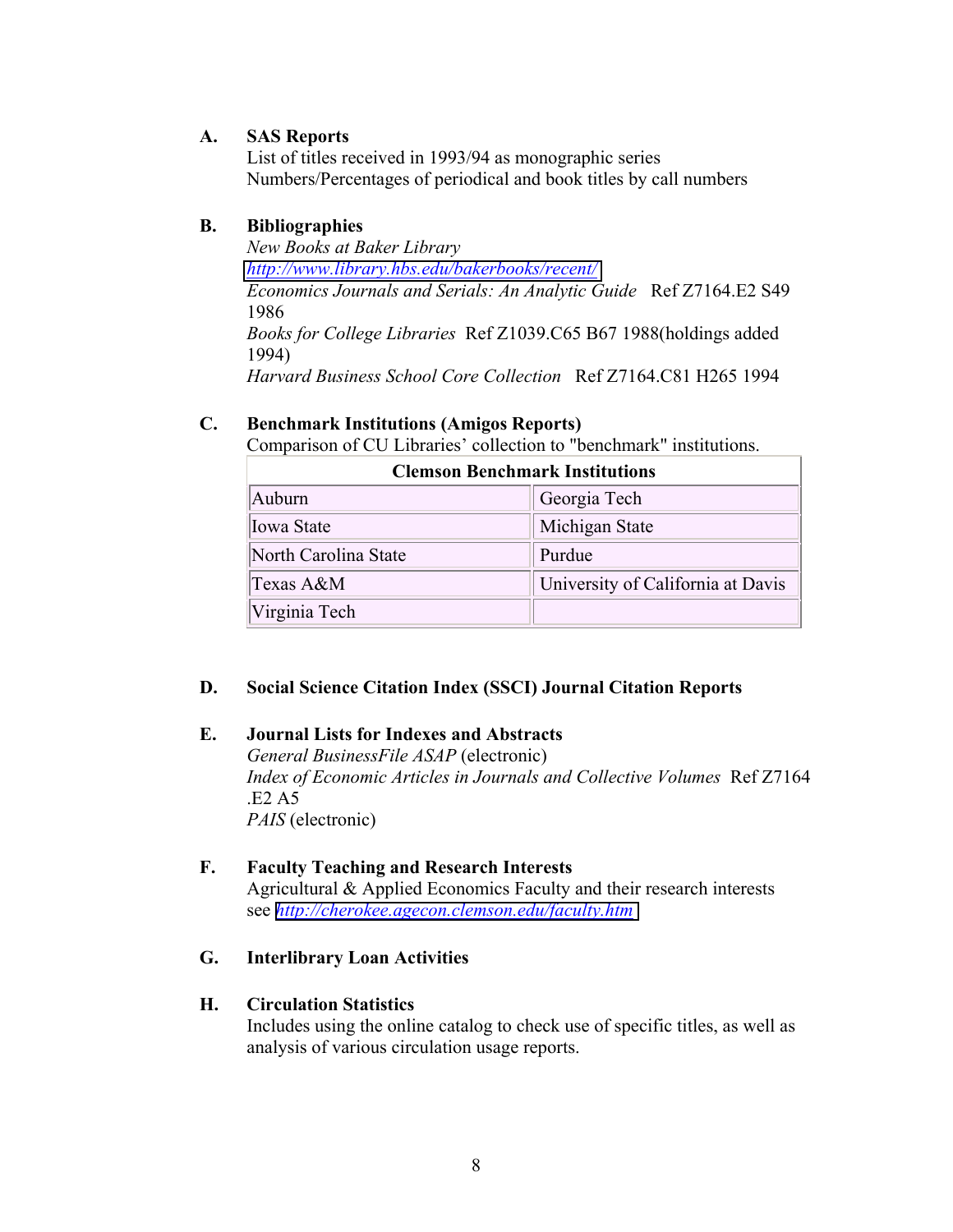**A. SAS Reports**

List of titles received in 1993/94 as monographic series
Numbers/Percentages of periodical and book titles by call numbers

**B. Bibliographies**

*New Books at Baker Library*
http://www.library.hbs.edu/bakerbooks/recent/
*Economics Journals and Serials: An Analytic Guide* Ref Z7164.E2 S49 1986
*Books for College Libraries* Ref Z1039.C65 B67 1988(holdings added 1994)
*Harvard Business School Core Collection* Ref Z7164.C81 H265 1994

**C. Benchmark Institutions (Amigos Reports)**

Comparison of CU Libraries' collection to "benchmark" institutions.

| Clemson Benchmark Institutions | |
|---|---|
| Auburn | Georgia Tech |
| Iowa State | Michigan State |
| North Carolina State | Purdue |
| Texas A&M | University of California at Davis |
| Virginia Tech | |

**D. Social Science Citation Index (SSCI) Journal Citation Reports**

**E. Journal Lists for Indexes and Abstracts**

*General BusinessFile ASAP* (electronic)
*Index of Economic Articles in Journals and Collective Volumes* Ref Z7164 .E2 A5
*PAIS* (electronic)

**F. Faculty Teaching and Research Interests**

Agricultural & Applied Economics Faculty and their research interests see http://cherokee.agecon.clemson.edu/faculty.htm

**G. Interlibrary Loan Activities**

**H. Circulation Statistics**

Includes using the online catalog to check use of specific titles, as well as analysis of various circulation usage reports.